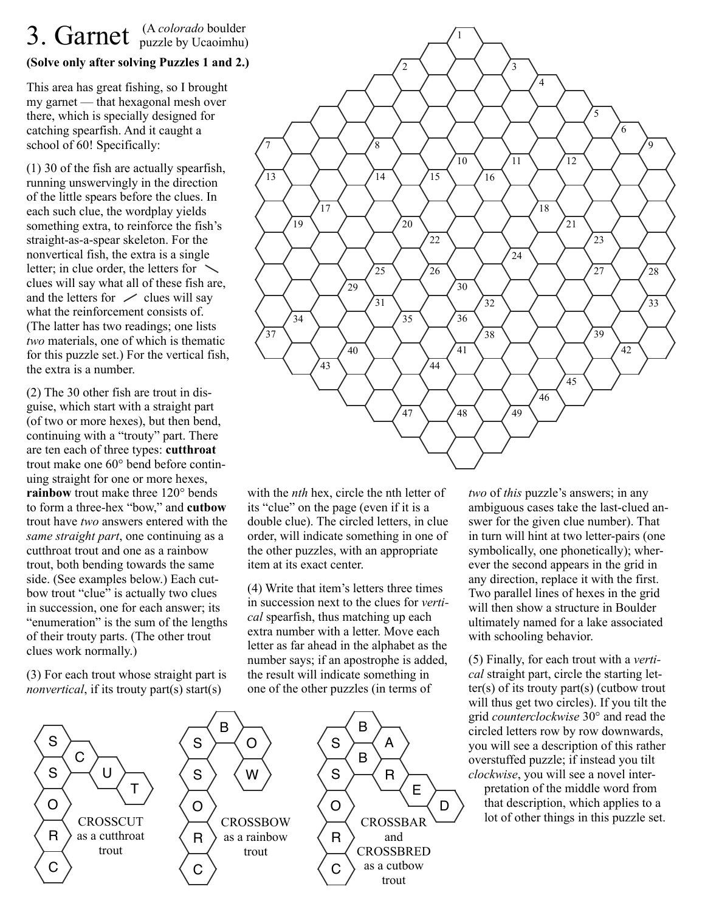# 3. Garnet

(A *colorado* boulder puzzle by Ucaoimhu)

**(Solve only after solving Puzzles 1 and 2.)**

This area has great fishing, so I brought my garnet — that hexagonal mesh over there, which is specially designed for catching spearfish. And it caught a school of 60! Specifically:

(1) 30 of the fish are actually spearfish, running unswervingly in the direction of the little spears before the clues. In each such clue, the wordplay yields something extra, to reinforce the fish's straight-as-a-spear skeleton. For the nonvertical fish, the extra is a single letter; in clue order, the letters for ╲ clues will say what all of these fish are, and the letters for ╱ clues will say what the reinforcement consists of. (The latter has two readings; one lists *two* materials, one of which is thematic for this puzzle set.) For the vertical fish, the extra is a number.

(2) The 30 other fish are trout in disguise, which start with a straight part (of two or more hexes), but then bend, continuing with a "trouty" part. There are ten each of three types: **cutthroat** trout make one 60° bend before continuing straight for one or more hexes, **rainbow** trout make three 120° bends to form a three-hex "bow," and **cutbow** trout have *two* answers entered with the *same straight part*, one continuing as a cutthroat trout and one as a rainbow trout, both bending towards the same side. (See examples below.) Each cutbow trout "clue" is actually two clues in succession, one for each answer; its "enumeration" is the sum of the lengths of their trouty parts. (The other trout clues work normally.)

(3) For each trout whose straight part is *nonvertical*, if its trouty part(s) start(s) with the *n*th hex, circle the nth letter of its "clue" on the page (even if it is a double clue). The circled letters, in clue order, will indicate something in one of the other puzzles, with an appropriate item at its exact center.

(4) Write that item's letters three times in succession next to the clues for *vertical* spearfish, thus matching up each extra number with a letter. Move each letter as far ahead in the alphabet as the number says; if an apostrophe is added, the result will indicate something in one of the other puzzles (in terms of *two* of *this* puzzle's answers; in any ambiguous cases take the last-clued answer for the given clue number). That in turn will hint at two letter-pairs (one symbolically, one phonetically); wherever the second appears in the grid in any direction, replace it with the first. Two parallel lines of hexes in the grid will then show a structure in Boulder ultimately named for a lake associated with schooling behavior.

(5) Finally, for each trout with a *vertical* straight part, circle the starting letter(s) of its trouty part(s) (cutbow trout will thus get two circles). If you tilt the grid *counterclockwise* 30° and read the circled letters row by row downwards, you will see a description of this rather overstuffed puzzle; if instead you tilt *clockwise*, you will see a novel interpretation of the middle word from that description, which applies to a lot of other things in this puzzle set.

CROSSCUT as a cutthroat trout

CROSSBOW as a rainbow trout

CROSSBAR and CROSSBRED as a cutbow trout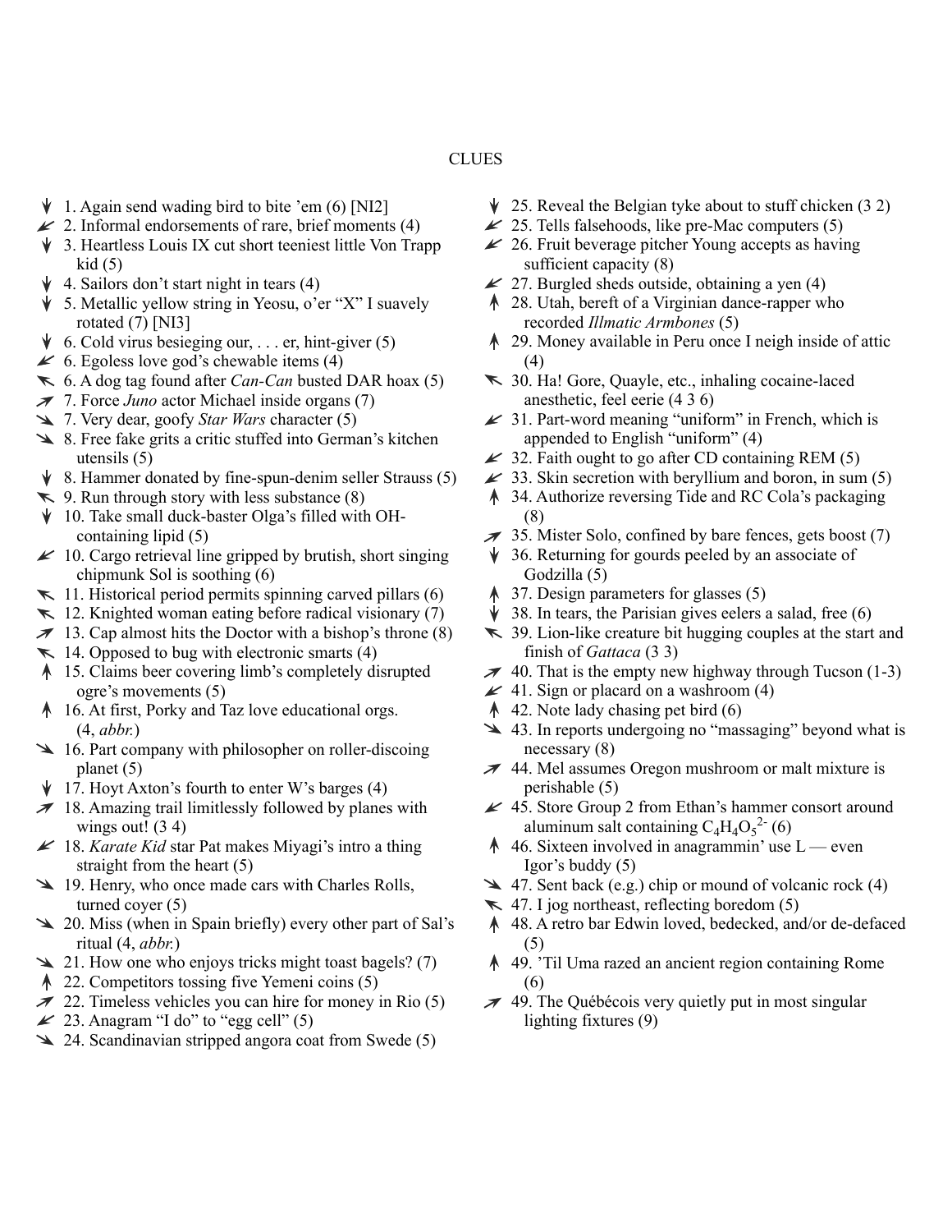# CLUES

↓ 1. Again send wading bird to bite 'em (6) [NI2]

↙ 2. Informal endorsements of rare, brief moments (4)

↓ 3. Heartless Louis IX cut short teeniest little Von Trapp kid (5)

↓ 4. Sailors don't start night in tears (4)

↓ 5. Metallic yellow string in Yeosu, o'er "X" I suavely rotated (7) [NI3]

↓ 6. Cold virus besieging our, . . . er, hint-giver (5)

↙ 6. Egoless love god's chewable items (4)

↖ 6. A dog tag found after *Can-Can* busted DAR hoax (5)

↗ 7. Force *Juno* actor Michael inside organs (7)

↘ 7. Very dear, goofy *Star Wars* character (5)

↘ 8. Free fake grits a critic stuffed into German's kitchen utensils (5)

↓ 8. Hammer donated by fine-spun-denim seller Strauss (5)

↖ 9. Run through story with less substance (8)

↓ 10. Take small duck-baster Olga's filled with OH-containing lipid (5)

↙ 10. Cargo retrieval line gripped by brutish, short singing chipmunk Sol is soothing (6)

↖ 11. Historical period permits spinning carved pillars (6)

↖ 12. Knighted woman eating before radical visionary (7)

↗ 13. Cap almost hits the Doctor with a bishop's throne (8)

↖ 14. Opposed to bug with electronic smarts (4)

↑ 15. Claims beer covering limb's completely disrupted ogre's movements (5)

↑ 16. At first, Porky and Taz love educational orgs. (4, *abbr.*)

↘ 16. Part company with philosopher on roller-discoing planet (5)

↓ 17. Hoyt Axton's fourth to enter W's barges (4)

↗ 18. Amazing trail limitlessly followed by planes with wings out! (3 4)

↙ 18. *Karate Kid* star Pat makes Miyagi's intro a thing straight from the heart (5)

↘ 19. Henry, who once made cars with Charles Rolls, turned coyer (5)

↘ 20. Miss (when in Spain briefly) every other part of Sal's ritual (4, *abbr.*)

↘ 21. How one who enjoys tricks might toast bagels? (7)

↑ 22. Competitors tossing five Yemeni coins (5)

↗ 22. Timeless vehicles you can hire for money in Rio (5)

↙ 23. Anagram "I do" to "egg cell" (5)

↘ 24. Scandinavian stripped angora coat from Swede (5)

↓ 25. Reveal the Belgian tyke about to stuff chicken (3 2)

↙ 25. Tells falsehoods, like pre-Mac computers (5)

↙ 26. Fruit beverage pitcher Young accepts as having sufficient capacity (8)

↙ 27. Burgled sheds outside, obtaining a yen (4)

↑ 28. Utah, bereft of a Virginian dance-rapper who recorded *Illmatic Armbones* (5)

↑ 29. Money available in Peru once I neigh inside of attic (4)

↖ 30. Ha! Gore, Quayle, etc., inhaling cocaine-laced anesthetic, feel eerie (4 3 6)

↙ 31. Part-word meaning "uniform" in French, which is appended to English "uniform" (4)

↙ 32. Faith ought to go after CD containing REM (5)

↙ 33. Skin secretion with beryllium and boron, in sum (5)

↑ 34. Authorize reversing Tide and RC Cola's packaging (8)

↗ 35. Mister Solo, confined by bare fences, gets boost (7)

↓ 36. Returning for gourds peeled by an associate of Godzilla (5)

↑ 37. Design parameters for glasses (5)

↓ 38. In tears, the Parisian gives eelers a salad, free (6)

↖ 39. Lion-like creature bit hugging couples at the start and finish of *Gattaca* (3 3)

↗ 40. That is the empty new highway through Tucson (1-3)

↙ 41. Sign or placard on a washroom (4)

↑ 42. Note lady chasing pet bird (6)

↘ 43. In reports undergoing no "massaging" beyond what is necessary (8)

↗ 44. Mel assumes Oregon mushroom or malt mixture is perishable (5)

↙ 45. Store Group 2 from Ethan's hammer consort around aluminum salt containing $C_4H_4O_5^{2-}$ (6)

↑ 46. Sixteen involved in anagrammin' use L — even Igor's buddy (5)

↘ 47. Sent back (e.g.) chip or mound of volcanic rock (4)

↖ 47. I jog northeast, reflecting boredom (5)

↑ 48. A retro bar Edwin loved, bedecked, and/or de-defaced (5)

↑ 49. 'Til Uma razed an ancient region containing Rome (6)

↗ 49. The Québécois very quietly put in most singular lighting fixtures (9)